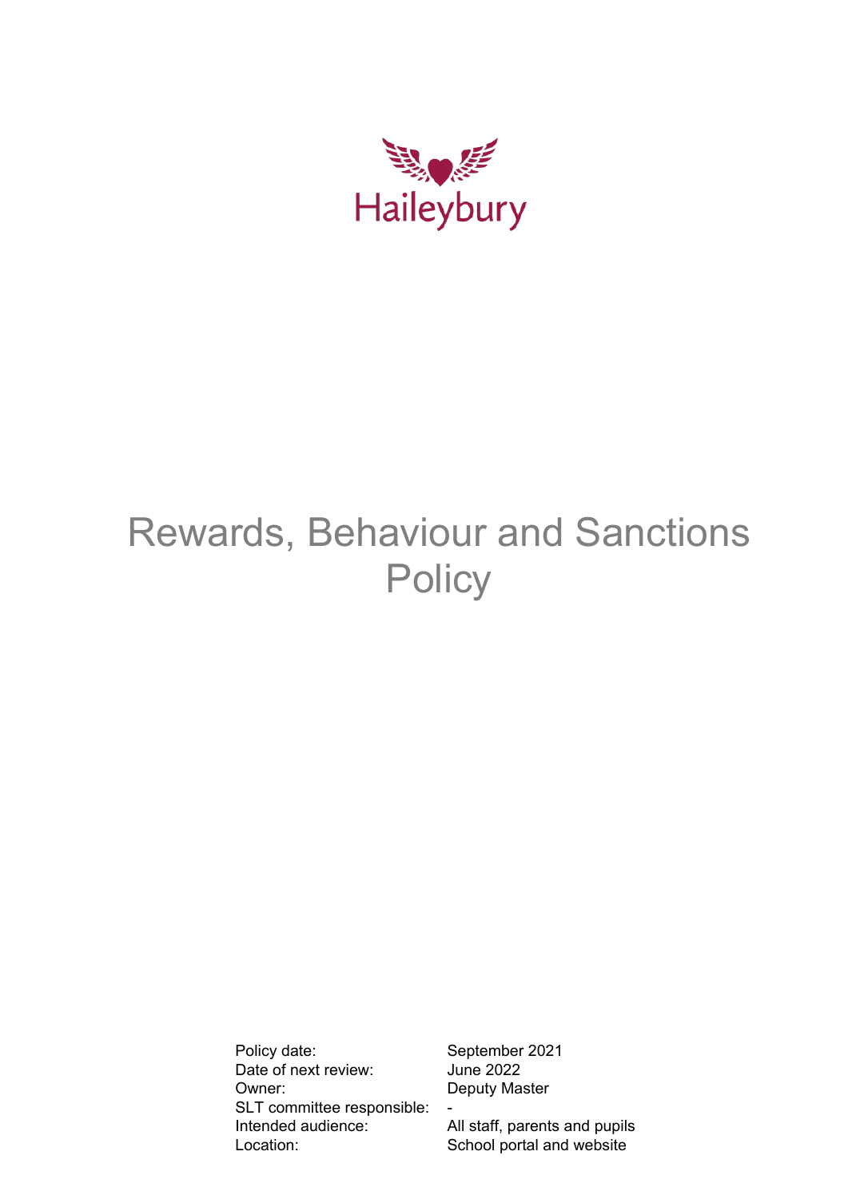Haileybury

# Rewards, Behaviour and Sanctions Policy

| | |
|---|---|
| Policy date: | September 2021 |
| Date of next review: | June 2022 |
| Owner: | Deputy Master |
| SLT committee responsible: | - |
| Intended audience: | All staff, parents and pupils |
| Location: | School portal and website |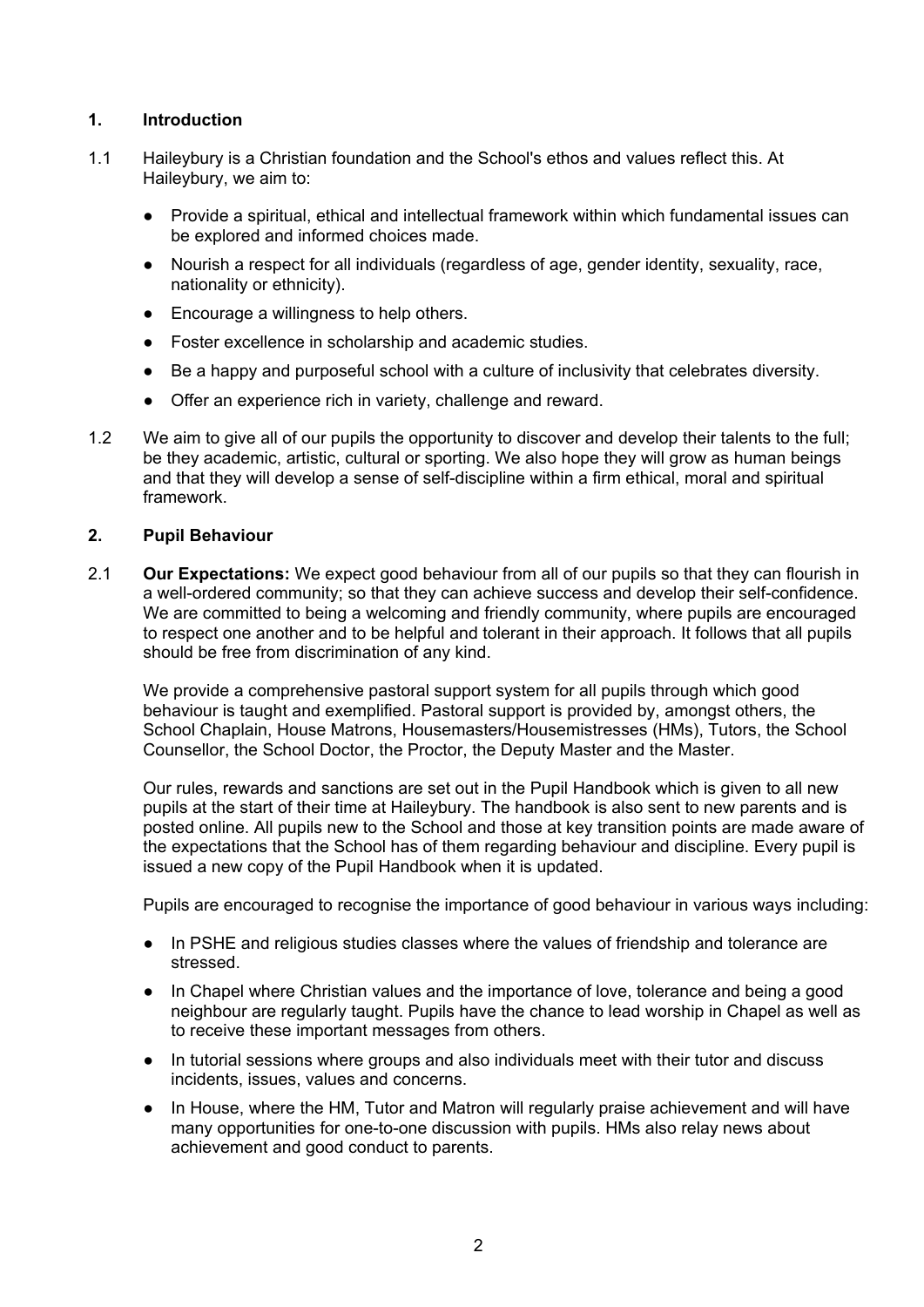## 1. Introduction

1.1 Haileybury is a Christian foundation and the School's ethos and values reflect this. At Haileybury, we aim to:

- Provide a spiritual, ethical and intellectual framework within which fundamental issues can be explored and informed choices made.
- Nourish a respect for all individuals (regardless of age, gender identity, sexuality, race, nationality or ethnicity).
- Encourage a willingness to help others.
- Foster excellence in scholarship and academic studies.
- Be a happy and purposeful school with a culture of inclusivity that celebrates diversity.
- Offer an experience rich in variety, challenge and reward.

1.2 We aim to give all of our pupils the opportunity to discover and develop their talents to the full; be they academic, artistic, cultural or sporting. We also hope they will grow as human beings and that they will develop a sense of self-discipline within a firm ethical, moral and spiritual framework.

## 2. Pupil Behaviour

2.1 **Our Expectations:** We expect good behaviour from all of our pupils so that they can flourish in a well-ordered community; so that they can achieve success and develop their self-confidence. We are committed to being a welcoming and friendly community, where pupils are encouraged to respect one another and to be helpful and tolerant in their approach. It follows that all pupils should be free from discrimination of any kind.

We provide a comprehensive pastoral support system for all pupils through which good behaviour is taught and exemplified. Pastoral support is provided by, amongst others, the School Chaplain, House Matrons, Housemasters/Housemistresses (HMs), Tutors, the School Counsellor, the School Doctor, the Proctor, the Deputy Master and the Master.

Our rules, rewards and sanctions are set out in the Pupil Handbook which is given to all new pupils at the start of their time at Haileybury. The handbook is also sent to new parents and is posted online. All pupils new to the School and those at key transition points are made aware of the expectations that the School has of them regarding behaviour and discipline. Every pupil is issued a new copy of the Pupil Handbook when it is updated.

Pupils are encouraged to recognise the importance of good behaviour in various ways including:

- In PSHE and religious studies classes where the values of friendship and tolerance are stressed.
- In Chapel where Christian values and the importance of love, tolerance and being a good neighbour are regularly taught. Pupils have the chance to lead worship in Chapel as well as to receive these important messages from others.
- In tutorial sessions where groups and also individuals meet with their tutor and discuss incidents, issues, values and concerns.
- In House, where the HM, Tutor and Matron will regularly praise achievement and will have many opportunities for one-to-one discussion with pupils. HMs also relay news about achievement and good conduct to parents.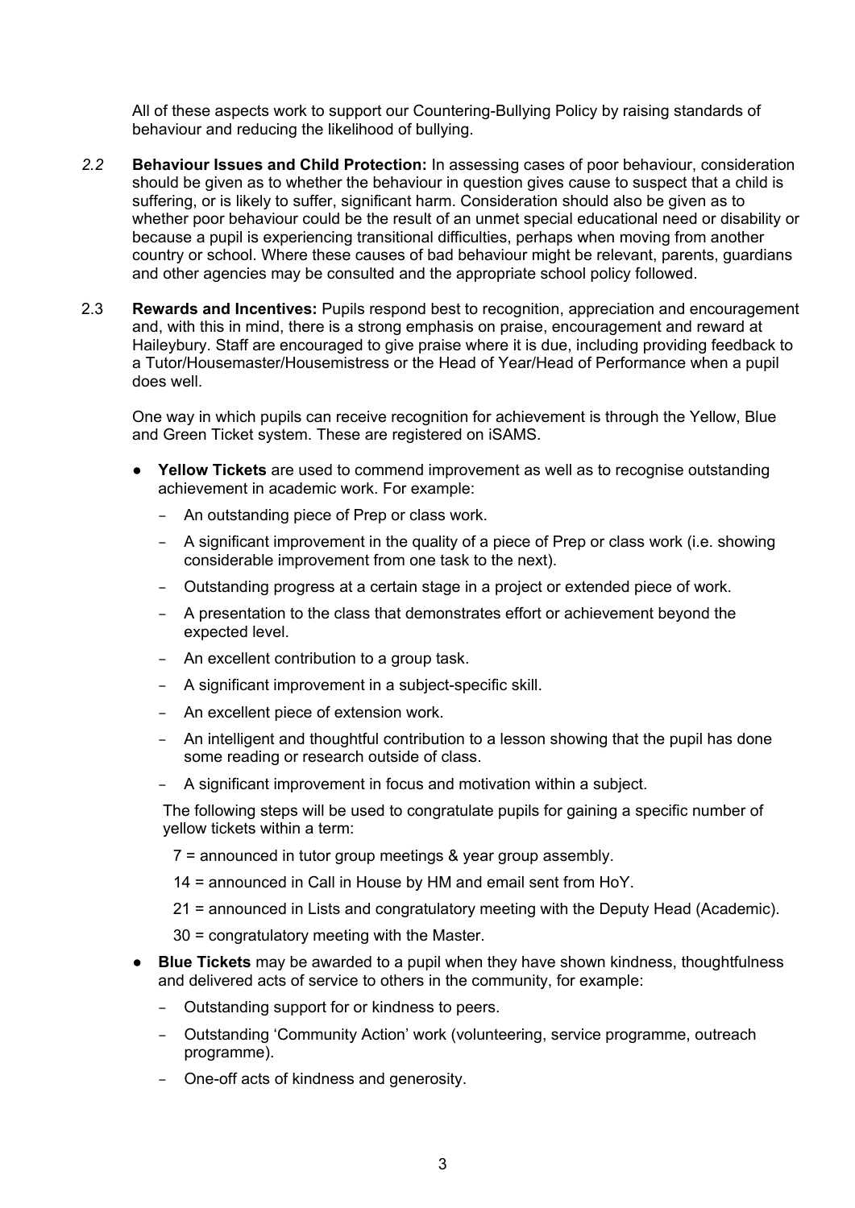All of these aspects work to support our Countering-Bullying Policy by raising standards of behaviour and reducing the likelihood of bullying.

*2.2* **Behaviour Issues and Child Protection:** In assessing cases of poor behaviour, consideration should be given as to whether the behaviour in question gives cause to suspect that a child is suffering, or is likely to suffer, significant harm. Consideration should also be given as to whether poor behaviour could be the result of an unmet special educational need or disability or because a pupil is experiencing transitional difficulties, perhaps when moving from another country or school. Where these causes of bad behaviour might be relevant, parents, guardians and other agencies may be consulted and the appropriate school policy followed.

2.3 **Rewards and Incentives:** Pupils respond best to recognition, appreciation and encouragement and, with this in mind, there is a strong emphasis on praise, encouragement and reward at Haileybury. Staff are encouraged to give praise where it is due, including providing feedback to a Tutor/Housemaster/Housemistress or the Head of Year/Head of Performance when a pupil does well.

One way in which pupils can receive recognition for achievement is through the Yellow, Blue and Green Ticket system. These are registered on iSAMS.

- **Yellow Tickets** are used to commend improvement as well as to recognise outstanding achievement in academic work. For example:
  - An outstanding piece of Prep or class work.
  - A significant improvement in the quality of a piece of Prep or class work (i.e. showing considerable improvement from one task to the next).
  - Outstanding progress at a certain stage in a project or extended piece of work.
  - A presentation to the class that demonstrates effort or achievement beyond the expected level.
  - An excellent contribution to a group task.
  - A significant improvement in a subject-specific skill.
  - An excellent piece of extension work.
  - An intelligent and thoughtful contribution to a lesson showing that the pupil has done some reading or research outside of class.
  - A significant improvement in focus and motivation within a subject.

  The following steps will be used to congratulate pupils for gaining a specific number of yellow tickets within a term:

  7 = announced in tutor group meetings & year group assembly.

  14 = announced in Call in House by HM and email sent from HoY.

  21 = announced in Lists and congratulatory meeting with the Deputy Head (Academic).

  30 = congratulatory meeting with the Master.

- **Blue Tickets** may be awarded to a pupil when they have shown kindness, thoughtfulness and delivered acts of service to others in the community, for example:
  - Outstanding support for or kindness to peers.
  - Outstanding 'Community Action' work (volunteering, service programme, outreach programme).
  - One-off acts of kindness and generosity.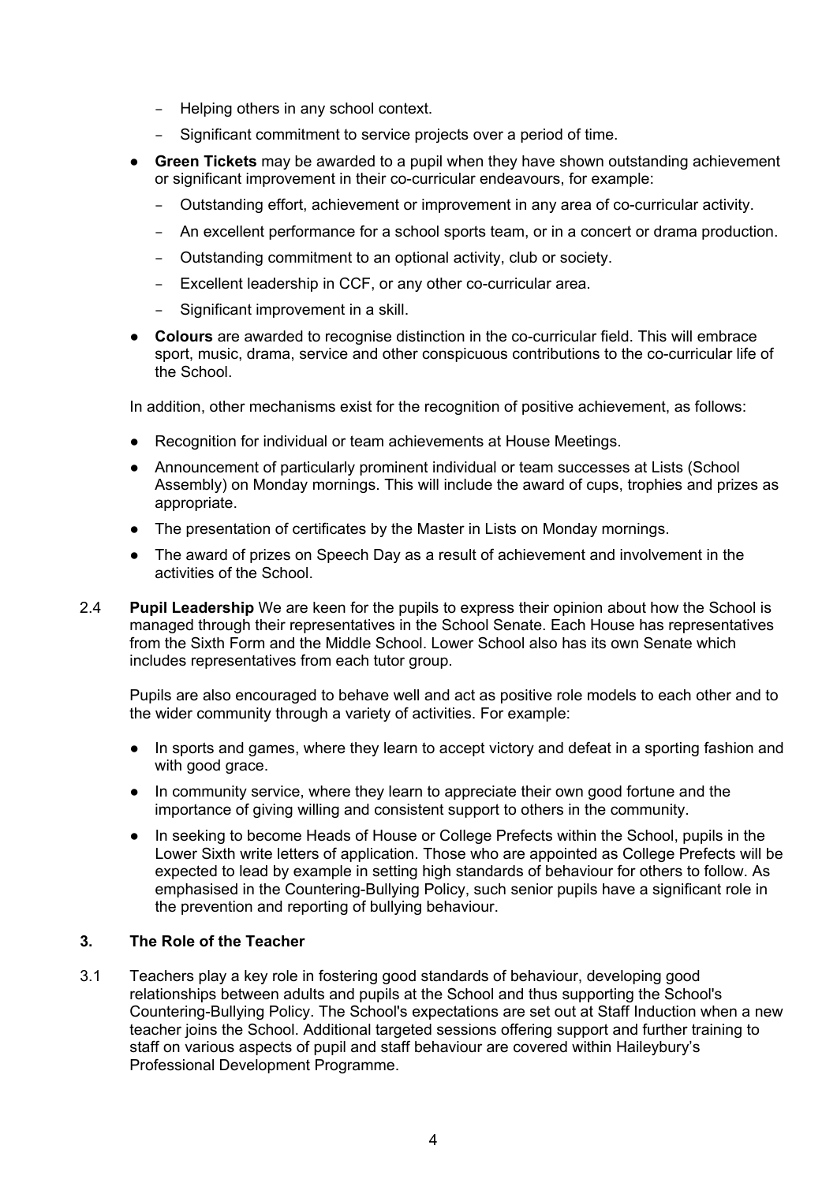- Helping others in any school context.
  - Significant commitment to service projects over a period of time.

- **Green Tickets** may be awarded to a pupil when they have shown outstanding achievement or significant improvement in their co-curricular endeavours, for example:
  - Outstanding effort, achievement or improvement in any area of co-curricular activity.
  - An excellent performance for a school sports team, or in a concert or drama production.
  - Outstanding commitment to an optional activity, club or society.
  - Excellent leadership in CCF, or any other co-curricular area.
  - Significant improvement in a skill.
- **Colours** are awarded to recognise distinction in the co-curricular field. This will embrace sport, music, drama, service and other conspicuous contributions to the co-curricular life of the School.

In addition, other mechanisms exist for the recognition of positive achievement, as follows:

- Recognition for individual or team achievements at House Meetings.
- Announcement of particularly prominent individual or team successes at Lists (School Assembly) on Monday mornings. This will include the award of cups, trophies and prizes as appropriate.
- The presentation of certificates by the Master in Lists on Monday mornings.
- The award of prizes on Speech Day as a result of achievement and involvement in the activities of the School.

2.4 **Pupil Leadership** We are keen for the pupils to express their opinion about how the School is managed through their representatives in the School Senate. Each House has representatives from the Sixth Form and the Middle School. Lower School also has its own Senate which includes representatives from each tutor group.

Pupils are also encouraged to behave well and act as positive role models to each other and to the wider community through a variety of activities. For example:

- In sports and games, where they learn to accept victory and defeat in a sporting fashion and with good grace.
- In community service, where they learn to appreciate their own good fortune and the importance of giving willing and consistent support to others in the community.
- In seeking to become Heads of House or College Prefects within the School, pupils in the Lower Sixth write letters of application. Those who are appointed as College Prefects will be expected to lead by example in setting high standards of behaviour for others to follow. As emphasised in the Countering-Bullying Policy, such senior pupils have a significant role in the prevention and reporting of bullying behaviour.

## 3. The Role of the Teacher

3.1 Teachers play a key role in fostering good standards of behaviour, developing good relationships between adults and pupils at the School and thus supporting the School's Countering-Bullying Policy. The School's expectations are set out at Staff Induction when a new teacher joins the School. Additional targeted sessions offering support and further training to staff on various aspects of pupil and staff behaviour are covered within Haileybury's Professional Development Programme.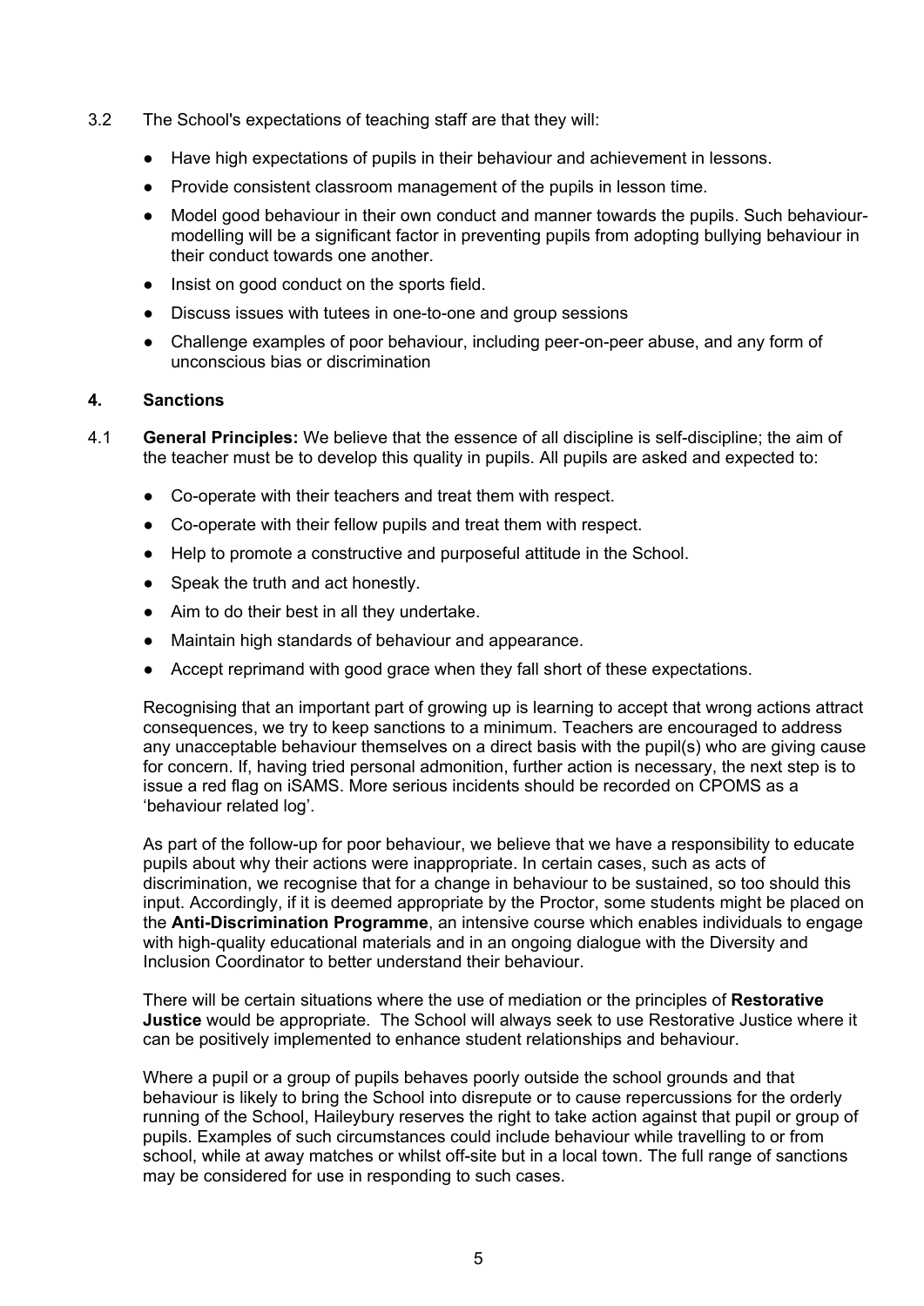3.2 The School's expectations of teaching staff are that they will:

- Have high expectations of pupils in their behaviour and achievement in lessons.
- Provide consistent classroom management of the pupils in lesson time.
- Model good behaviour in their own conduct and manner towards the pupils. Such behaviour-modelling will be a significant factor in preventing pupils from adopting bullying behaviour in their conduct towards one another.
- Insist on good conduct on the sports field.
- Discuss issues with tutees in one-to-one and group sessions
- Challenge examples of poor behaviour, including peer-on-peer abuse, and any form of unconscious bias or discrimination

## 4. Sanctions

4.1 **General Principles:** We believe that the essence of all discipline is self-discipline; the aim of the teacher must be to develop this quality in pupils. All pupils are asked and expected to:

- Co-operate with their teachers and treat them with respect.
- Co-operate with their fellow pupils and treat them with respect.
- Help to promote a constructive and purposeful attitude in the School.
- Speak the truth and act honestly.
- Aim to do their best in all they undertake.
- Maintain high standards of behaviour and appearance.
- Accept reprimand with good grace when they fall short of these expectations.

Recognising that an important part of growing up is learning to accept that wrong actions attract consequences, we try to keep sanctions to a minimum. Teachers are encouraged to address any unacceptable behaviour themselves on a direct basis with the pupil(s) who are giving cause for concern. If, having tried personal admonition, further action is necessary, the next step is to issue a red flag on iSAMS. More serious incidents should be recorded on CPOMS as a 'behaviour related log'.

As part of the follow-up for poor behaviour, we believe that we have a responsibility to educate pupils about why their actions were inappropriate. In certain cases, such as acts of discrimination, we recognise that for a change in behaviour to be sustained, so too should this input. Accordingly, if it is deemed appropriate by the Proctor, some students might be placed on the **Anti-Discrimination Programme**, an intensive course which enables individuals to engage with high-quality educational materials and in an ongoing dialogue with the Diversity and Inclusion Coordinator to better understand their behaviour.

There will be certain situations where the use of mediation or the principles of **Restorative Justice** would be appropriate. The School will always seek to use Restorative Justice where it can be positively implemented to enhance student relationships and behaviour.

Where a pupil or a group of pupils behaves poorly outside the school grounds and that behaviour is likely to bring the School into disrepute or to cause repercussions for the orderly running of the School, Haileybury reserves the right to take action against that pupil or group of pupils. Examples of such circumstances could include behaviour while travelling to or from school, while at away matches or whilst off-site but in a local town. The full range of sanctions may be considered for use in responding to such cases.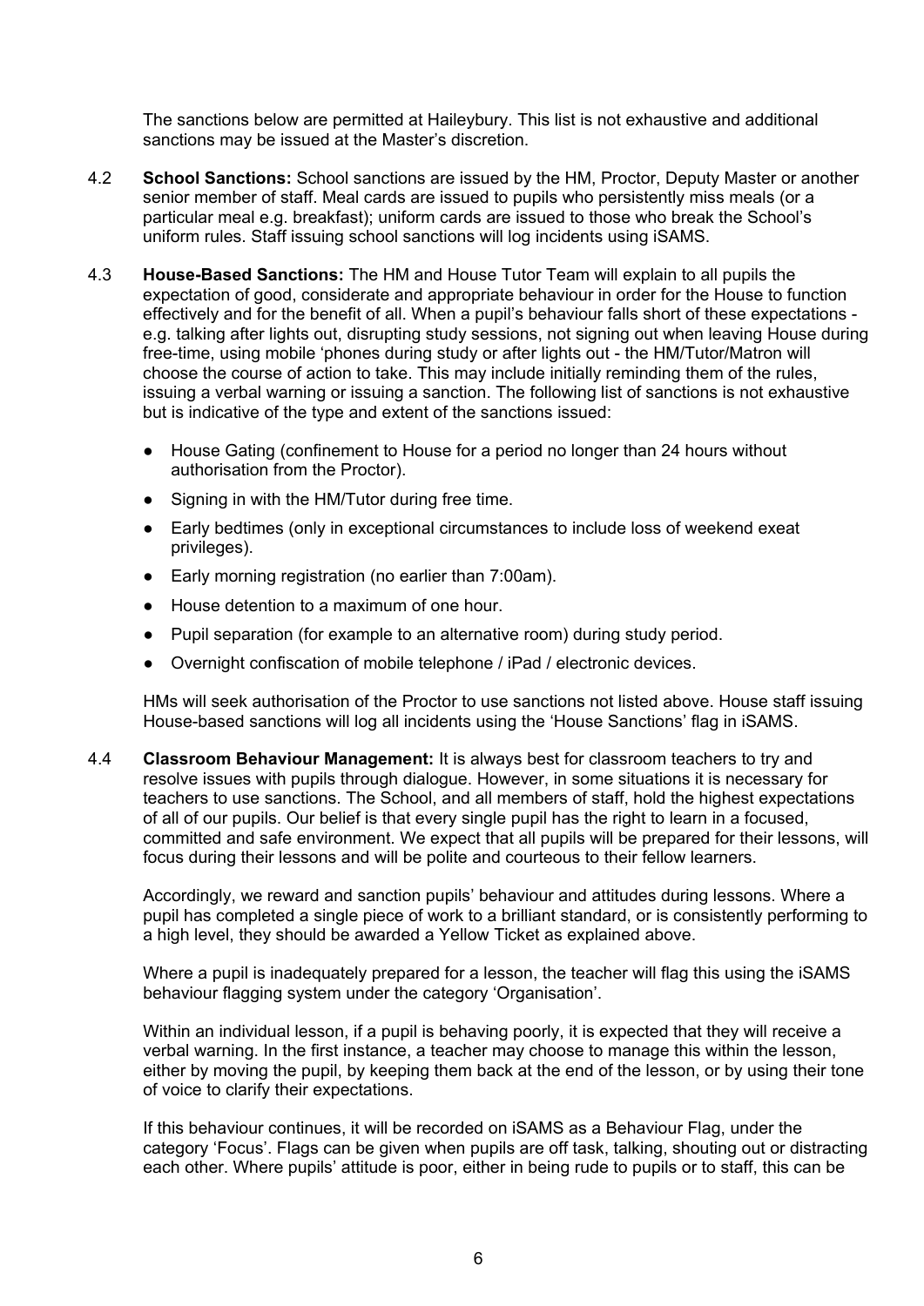The sanctions below are permitted at Haileybury. This list is not exhaustive and additional sanctions may be issued at the Master's discretion.

4.2 **School Sanctions:** School sanctions are issued by the HM, Proctor, Deputy Master or another senior member of staff. Meal cards are issued to pupils who persistently miss meals (or a particular meal e.g. breakfast); uniform cards are issued to those who break the School's uniform rules. Staff issuing school sanctions will log incidents using iSAMS.

4.3 **House-Based Sanctions:** The HM and House Tutor Team will explain to all pupils the expectation of good, considerate and appropriate behaviour in order for the House to function effectively and for the benefit of all. When a pupil's behaviour falls short of these expectations - e.g. talking after lights out, disrupting study sessions, not signing out when leaving House during free-time, using mobile 'phones during study or after lights out - the HM/Tutor/Matron will choose the course of action to take. This may include initially reminding them of the rules, issuing a verbal warning or issuing a sanction. The following list of sanctions is not exhaustive but is indicative of the type and extent of the sanctions issued:

- House Gating (confinement to House for a period no longer than 24 hours without authorisation from the Proctor).
- Signing in with the HM/Tutor during free time.
- Early bedtimes (only in exceptional circumstances to include loss of weekend exeat privileges).
- Early morning registration (no earlier than 7:00am).
- House detention to a maximum of one hour.
- Pupil separation (for example to an alternative room) during study period.
- Overnight confiscation of mobile telephone / iPad / electronic devices.

HMs will seek authorisation of the Proctor to use sanctions not listed above. House staff issuing House-based sanctions will log all incidents using the 'House Sanctions' flag in iSAMS.

4.4 **Classroom Behaviour Management:** It is always best for classroom teachers to try and resolve issues with pupils through dialogue. However, in some situations it is necessary for teachers to use sanctions. The School, and all members of staff, hold the highest expectations of all of our pupils. Our belief is that every single pupil has the right to learn in a focused, committed and safe environment. We expect that all pupils will be prepared for their lessons, will focus during their lessons and will be polite and courteous to their fellow learners.

Accordingly, we reward and sanction pupils' behaviour and attitudes during lessons. Where a pupil has completed a single piece of work to a brilliant standard, or is consistently performing to a high level, they should be awarded a Yellow Ticket as explained above.

Where a pupil is inadequately prepared for a lesson, the teacher will flag this using the iSAMS behaviour flagging system under the category 'Organisation'.

Within an individual lesson, if a pupil is behaving poorly, it is expected that they will receive a verbal warning. In the first instance, a teacher may choose to manage this within the lesson, either by moving the pupil, by keeping them back at the end of the lesson, or by using their tone of voice to clarify their expectations.

If this behaviour continues, it will be recorded on iSAMS as a Behaviour Flag, under the category 'Focus'. Flags can be given when pupils are off task, talking, shouting out or distracting each other. Where pupils' attitude is poor, either in being rude to pupils or to staff, this can be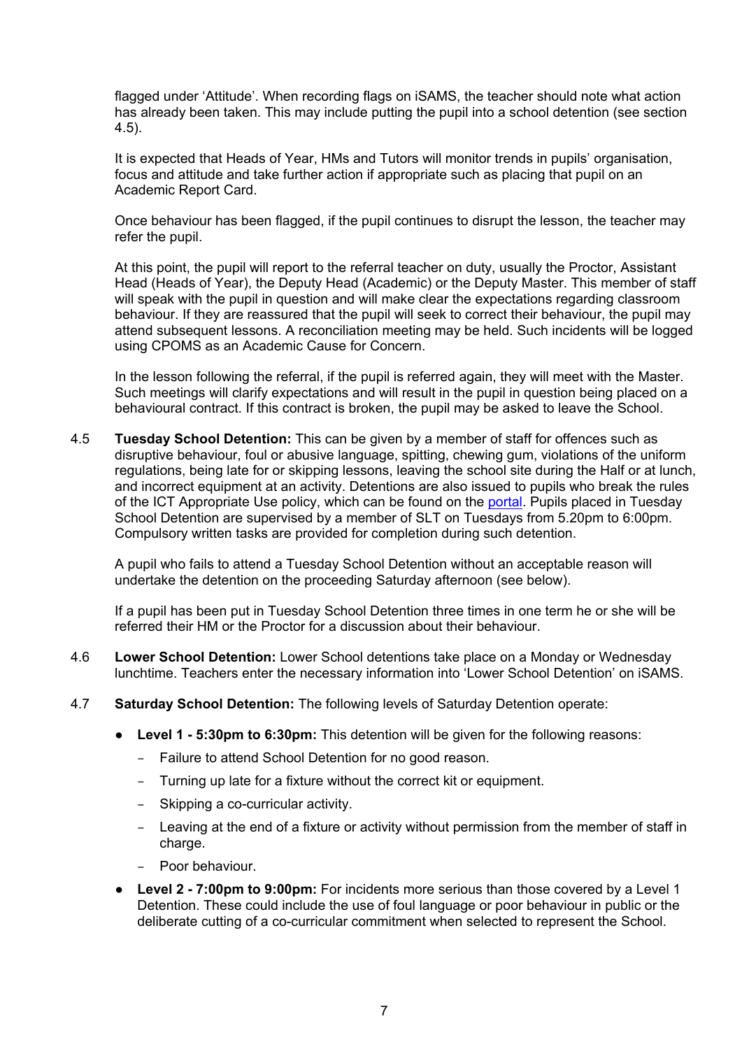flagged under 'Attitude'. When recording flags on iSAMS, the teacher should note what action has already been taken. This may include putting the pupil into a school detention (see section 4.5).

It is expected that Heads of Year, HMs and Tutors will monitor trends in pupils' organisation, focus and attitude and take further action if appropriate such as placing that pupil on an Academic Report Card.

Once behaviour has been flagged, if the pupil continues to disrupt the lesson, the teacher may refer the pupil.

At this point, the pupil will report to the referral teacher on duty, usually the Proctor, Assistant Head (Heads of Year), the Deputy Head (Academic) or the Deputy Master. This member of staff will speak with the pupil in question and will make clear the expectations regarding classroom behaviour. If they are reassured that the pupil will seek to correct their behaviour, the pupil may attend subsequent lessons. A reconciliation meeting may be held. Such incidents will be logged using CPOMS as an Academic Cause for Concern.

In the lesson following the referral, if the pupil is referred again, they will meet with the Master. Such meetings will clarify expectations and will result in the pupil in question being placed on a behavioural contract. If this contract is broken, the pupil may be asked to leave the School.

4.5 **Tuesday School Detention:** This can be given by a member of staff for offences such as disruptive behaviour, foul or abusive language, spitting, chewing gum, violations of the uniform regulations, being late for or skipping lessons, leaving the school site during the Half or at lunch, and incorrect equipment at an activity. Detentions are also issued to pupils who break the rules of the ICT Appropriate Use policy, which can be found on the portal. Pupils placed in Tuesday School Detention are supervised by a member of SLT on Tuesdays from 5.20pm to 6:00pm. Compulsory written tasks are provided for completion during such detention.

A pupil who fails to attend a Tuesday School Detention without an acceptable reason will undertake the detention on the proceeding Saturday afternoon (see below).

If a pupil has been put in Tuesday School Detention three times in one term he or she will be referred their HM or the Proctor for a discussion about their behaviour.

4.6 **Lower School Detention:** Lower School detentions take place on a Monday or Wednesday lunchtime. Teachers enter the necessary information into 'Lower School Detention' on iSAMS.

4.7 **Saturday School Detention:** The following levels of Saturday Detention operate:

- **Level 1 - 5:30pm to 6:30pm:** This detention will be given for the following reasons:
  - Failure to attend School Detention for no good reason.
  - Turning up late for a fixture without the correct kit or equipment.
  - Skipping a co-curricular activity.
  - Leaving at the end of a fixture or activity without permission from the member of staff in charge.
  - Poor behaviour.
- **Level 2 - 7:00pm to 9:00pm:** For incidents more serious than those covered by a Level 1 Detention. These could include the use of foul language or poor behaviour in public or the deliberate cutting of a co-curricular commitment when selected to represent the School.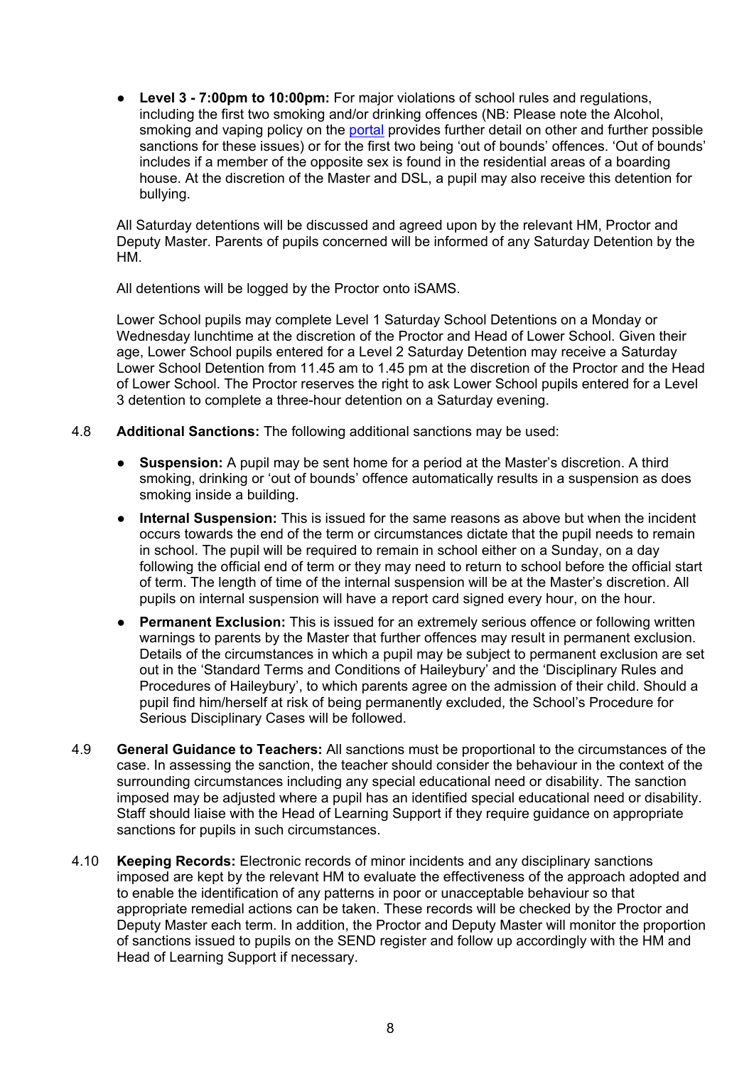- **Level 3 - 7:00pm to 10:00pm:** For major violations of school rules and regulations, including the first two smoking and/or drinking offences (NB: Please note the Alcohol, smoking and vaping policy on the portal provides further detail on other and further possible sanctions for these issues) or for the first two being 'out of bounds' offences. 'Out of bounds' includes if a member of the opposite sex is found in the residential areas of a boarding house. At the discretion of the Master and DSL, a pupil may also receive this detention for bullying.

All Saturday detentions will be discussed and agreed upon by the relevant HM, Proctor and Deputy Master. Parents of pupils concerned will be informed of any Saturday Detention by the HM.

All detentions will be logged by the Proctor onto iSAMS.

Lower School pupils may complete Level 1 Saturday School Detentions on a Monday or Wednesday lunchtime at the discretion of the Proctor and Head of Lower School. Given their age, Lower School pupils entered for a Level 2 Saturday Detention may receive a Saturday Lower School Detention from 11.45 am to 1.45 pm at the discretion of the Proctor and the Head of Lower School. The Proctor reserves the right to ask Lower School pupils entered for a Level 3 detention to complete a three-hour detention on a Saturday evening.

4.8 **Additional Sanctions:** The following additional sanctions may be used:

- **Suspension:** A pupil may be sent home for a period at the Master's discretion. A third smoking, drinking or 'out of bounds' offence automatically results in a suspension as does smoking inside a building.
- **Internal Suspension:** This is issued for the same reasons as above but when the incident occurs towards the end of the term or circumstances dictate that the pupil needs to remain in school. The pupil will be required to remain in school either on a Sunday, on a day following the official end of term or they may need to return to school before the official start of term. The length of time of the internal suspension will be at the Master's discretion. All pupils on internal suspension will have a report card signed every hour, on the hour.
- **Permanent Exclusion:** This is issued for an extremely serious offence or following written warnings to parents by the Master that further offences may result in permanent exclusion. Details of the circumstances in which a pupil may be subject to permanent exclusion are set out in the 'Standard Terms and Conditions of Haileybury' and the 'Disciplinary Rules and Procedures of Haileybury', to which parents agree on the admission of their child. Should a pupil find him/herself at risk of being permanently excluded, the School's Procedure for Serious Disciplinary Cases will be followed.

4.9 **General Guidance to Teachers:** All sanctions must be proportional to the circumstances of the case. In assessing the sanction, the teacher should consider the behaviour in the context of the surrounding circumstances including any special educational need or disability. The sanction imposed may be adjusted where a pupil has an identified special educational need or disability. Staff should liaise with the Head of Learning Support if they require guidance on appropriate sanctions for pupils in such circumstances.

4.10 **Keeping Records:** Electronic records of minor incidents and any disciplinary sanctions imposed are kept by the relevant HM to evaluate the effectiveness of the approach adopted and to enable the identification of any patterns in poor or unacceptable behaviour so that appropriate remedial actions can be taken. These records will be checked by the Proctor and Deputy Master each term. In addition, the Proctor and Deputy Master will monitor the proportion of sanctions issued to pupils on the SEND register and follow up accordingly with the HM and Head of Learning Support if necessary.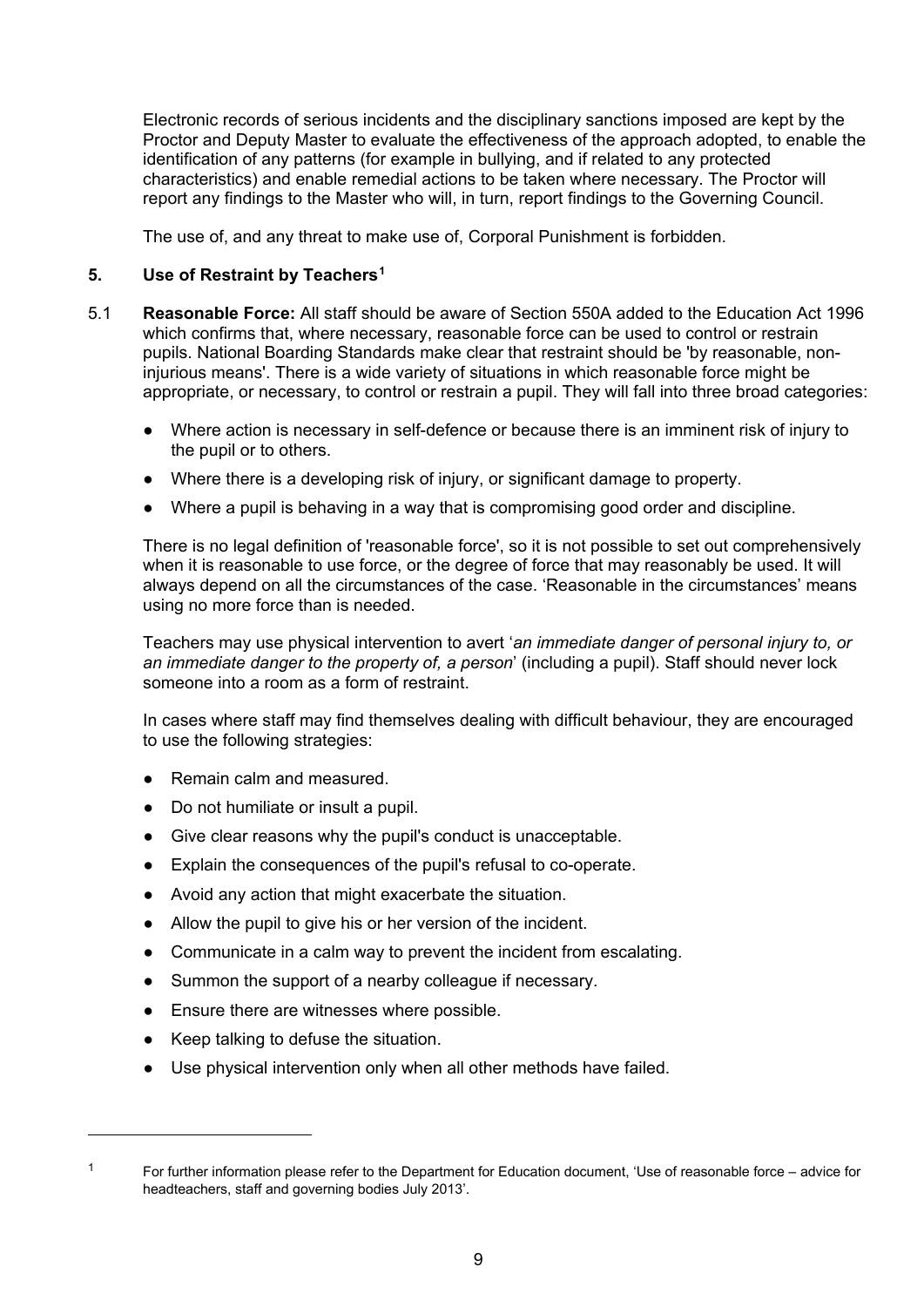Electronic records of serious incidents and the disciplinary sanctions imposed are kept by the Proctor and Deputy Master to evaluate the effectiveness of the approach adopted, to enable the identification of any patterns (for example in bullying, and if related to any protected characteristics) and enable remedial actions to be taken where necessary. The Proctor will report any findings to the Master who will, in turn, report findings to the Governing Council.

The use of, and any threat to make use of, Corporal Punishment is forbidden.

## 5. Use of Restraint by Teachers[1]

5.1 **Reasonable Force:** All staff should be aware of Section 550A added to the Education Act 1996 which confirms that, where necessary, reasonable force can be used to control or restrain pupils. National Boarding Standards make clear that restraint should be 'by reasonable, non-injurious means'. There is a wide variety of situations in which reasonable force might be appropriate, or necessary, to control or restrain a pupil. They will fall into three broad categories:

- Where action is necessary in self-defence or because there is an imminent risk of injury to the pupil or to others.
- Where there is a developing risk of injury, or significant damage to property.
- Where a pupil is behaving in a way that is compromising good order and discipline.

There is no legal definition of 'reasonable force', so it is not possible to set out comprehensively when it is reasonable to use force, or the degree of force that may reasonably be used. It will always depend on all the circumstances of the case. 'Reasonable in the circumstances' means using no more force than is needed.

Teachers may use physical intervention to avert '*an immediate danger of personal injury to, or an immediate danger to the property of, a person*' (including a pupil). Staff should never lock someone into a room as a form of restraint.

In cases where staff may find themselves dealing with difficult behaviour, they are encouraged to use the following strategies:

- Remain calm and measured.
- Do not humiliate or insult a pupil.
- Give clear reasons why the pupil's conduct is unacceptable.
- Explain the consequences of the pupil's refusal to co-operate.
- Avoid any action that might exacerbate the situation.
- Allow the pupil to give his or her version of the incident.
- Communicate in a calm way to prevent the incident from escalating.
- Summon the support of a nearby colleague if necessary.
- Ensure there are witnesses where possible.
- Keep talking to defuse the situation.
- Use physical intervention only when all other methods have failed.

---

[1] For further information please refer to the Department for Education document, 'Use of reasonable force – advice for headteachers, staff and governing bodies July 2013'.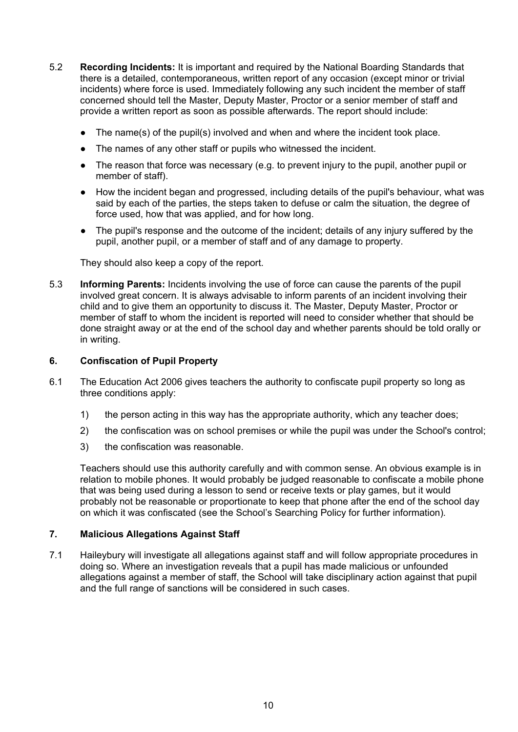5.2 **Recording Incidents:** It is important and required by the National Boarding Standards that there is a detailed, contemporaneous, written report of any occasion (except minor or trivial incidents) where force is used. Immediately following any such incident the member of staff concerned should tell the Master, Deputy Master, Proctor or a senior member of staff and provide a written report as soon as possible afterwards. The report should include:

- The name(s) of the pupil(s) involved and when and where the incident took place.
- The names of any other staff or pupils who witnessed the incident.
- The reason that force was necessary (e.g. to prevent injury to the pupil, another pupil or member of staff).
- How the incident began and progressed, including details of the pupil's behaviour, what was said by each of the parties, the steps taken to defuse or calm the situation, the degree of force used, how that was applied, and for how long.
- The pupil's response and the outcome of the incident; details of any injury suffered by the pupil, another pupil, or a member of staff and of any damage to property.

They should also keep a copy of the report.

5.3 **Informing Parents:** Incidents involving the use of force can cause the parents of the pupil involved great concern. It is always advisable to inform parents of an incident involving their child and to give them an opportunity to discuss it. The Master, Deputy Master, Proctor or member of staff to whom the incident is reported will need to consider whether that should be done straight away or at the end of the school day and whether parents should be told orally or in writing.

## 6. Confiscation of Pupil Property

6.1 The Education Act 2006 gives teachers the authority to confiscate pupil property so long as three conditions apply:

1) the person acting in this way has the appropriate authority, which any teacher does;
2) the confiscation was on school premises or while the pupil was under the School's control;
3) the confiscation was reasonable.

Teachers should use this authority carefully and with common sense. An obvious example is in relation to mobile phones. It would probably be judged reasonable to confiscate a mobile phone that was being used during a lesson to send or receive texts or play games, but it would probably not be reasonable or proportionate to keep that phone after the end of the school day on which it was confiscated (see the School's Searching Policy for further information).

## 7. Malicious Allegations Against Staff

7.1 Haileybury will investigate all allegations against staff and will follow appropriate procedures in doing so. Where an investigation reveals that a pupil has made malicious or unfounded allegations against a member of staff, the School will take disciplinary action against that pupil and the full range of sanctions will be considered in such cases.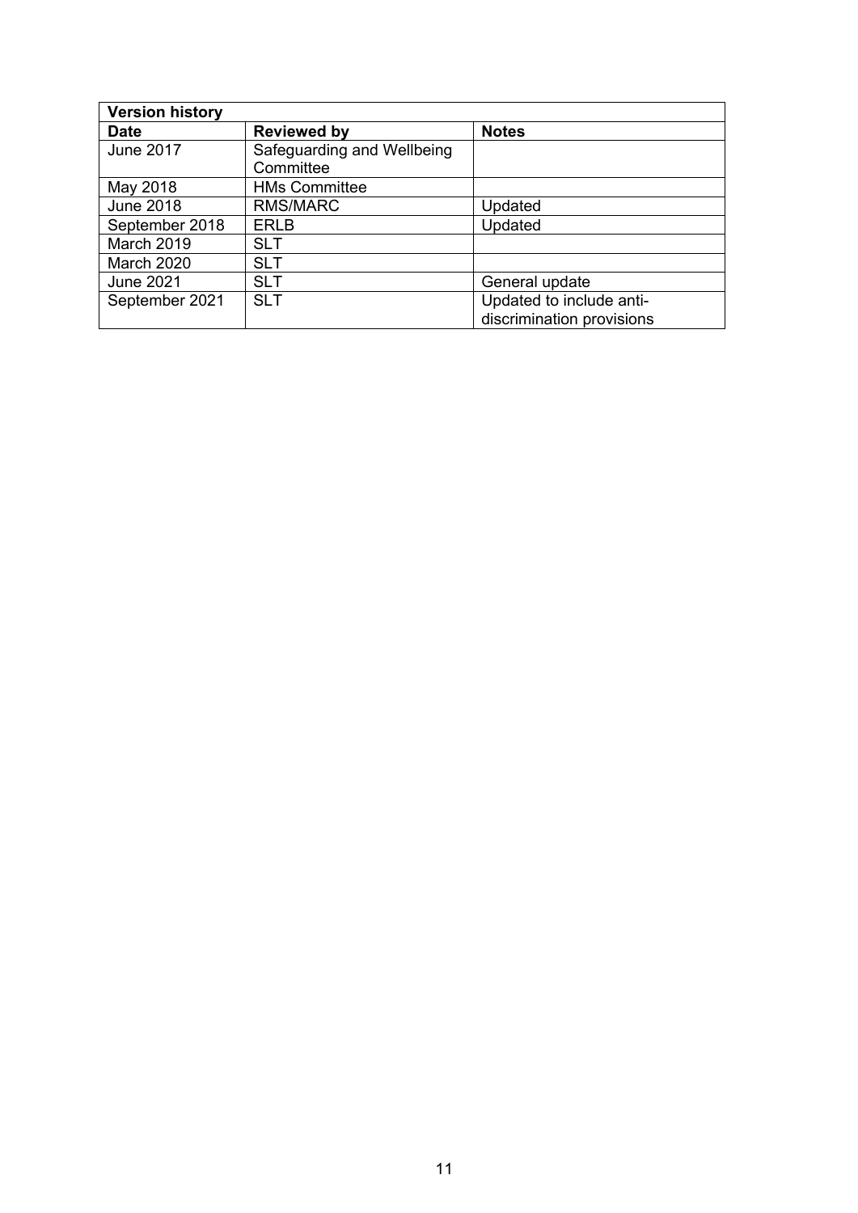| Version history | | |
|---|---|---|
| **Date** | **Reviewed by** | **Notes** |
| June 2017 | Safeguarding and Wellbeing Committee | |
| May 2018 | HMs Committee | |
| June 2018 | RMS/MARC | Updated |
| September 2018 | ERLB | Updated |
| March 2019 | SLT | |
| March 2020 | SLT | |
| June 2021 | SLT | General update |
| September 2021 | SLT | Updated to include anti-discrimination provisions |